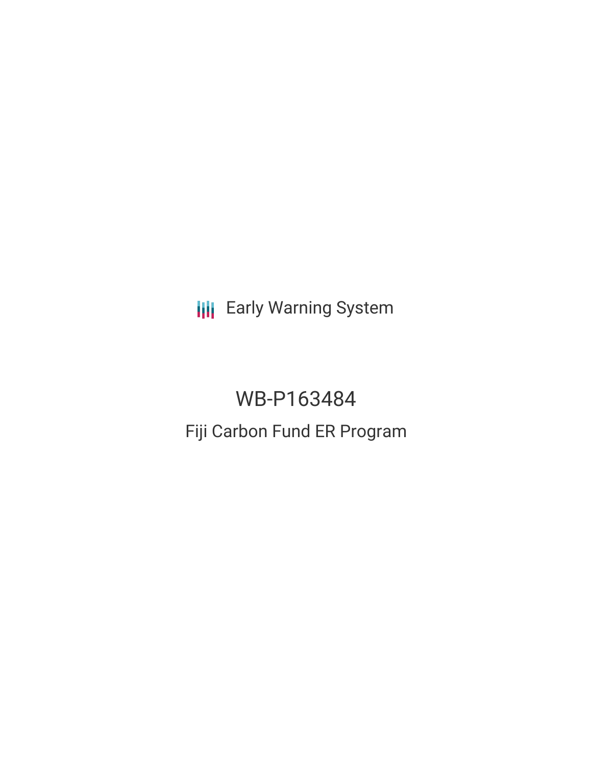Early Warning System

# WB-P163484

## Fiji Carbon Fund ER Program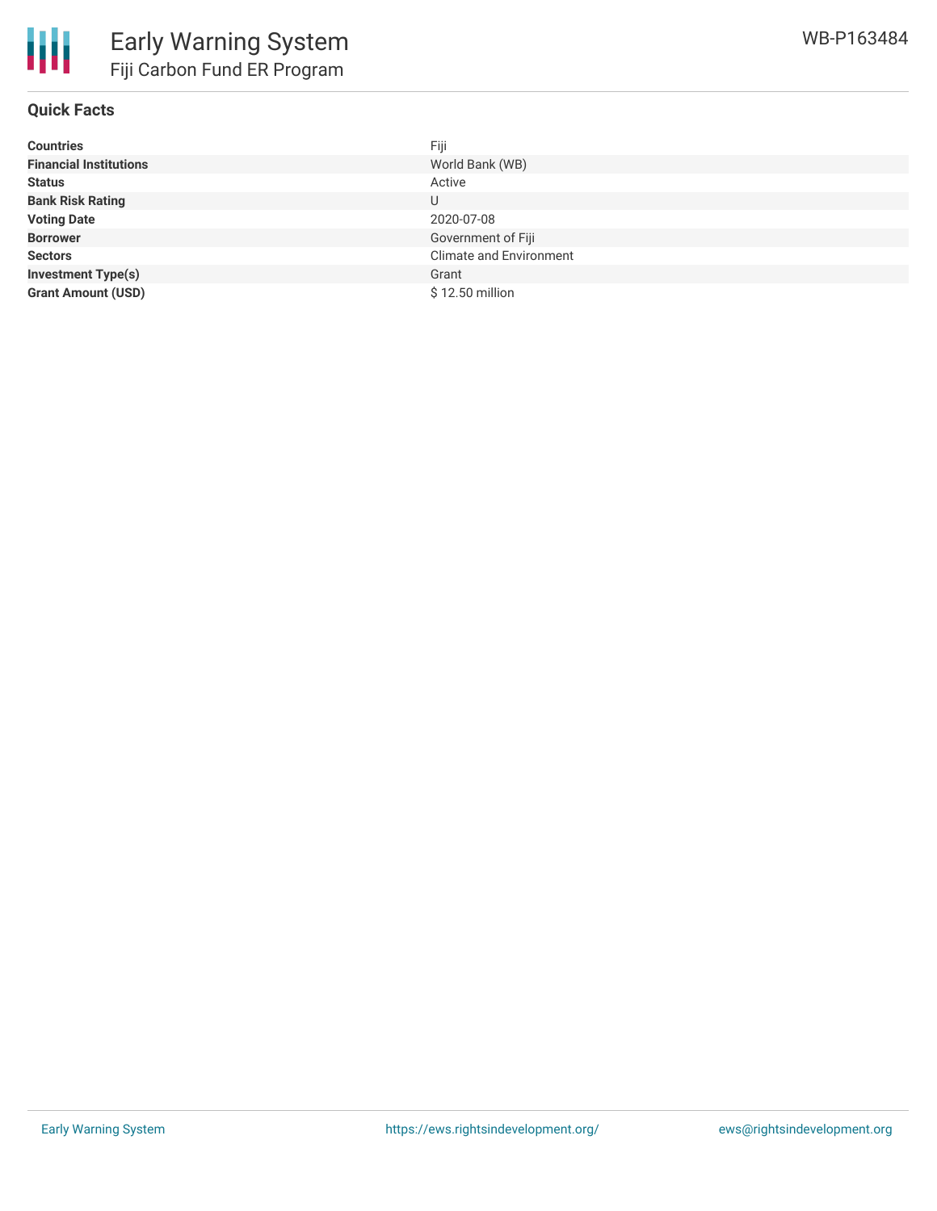# Early Warning System

## Fiji Carbon Fund ER Program

WB-P163484

### Quick Facts

| | |
|---|---|
| **Countries** | Fiji |
| **Financial Institutions** | World Bank (WB) |
| **Status** | Active |
| **Bank Risk Rating** | U |
| **Voting Date** | 2020-07-08 |
| **Borrower** | Government of Fiji |
| **Sectors** | Climate and Environment |
| **Investment Type(s)** | Grant |
| **Grant Amount (USD)** | $ 12.50 million |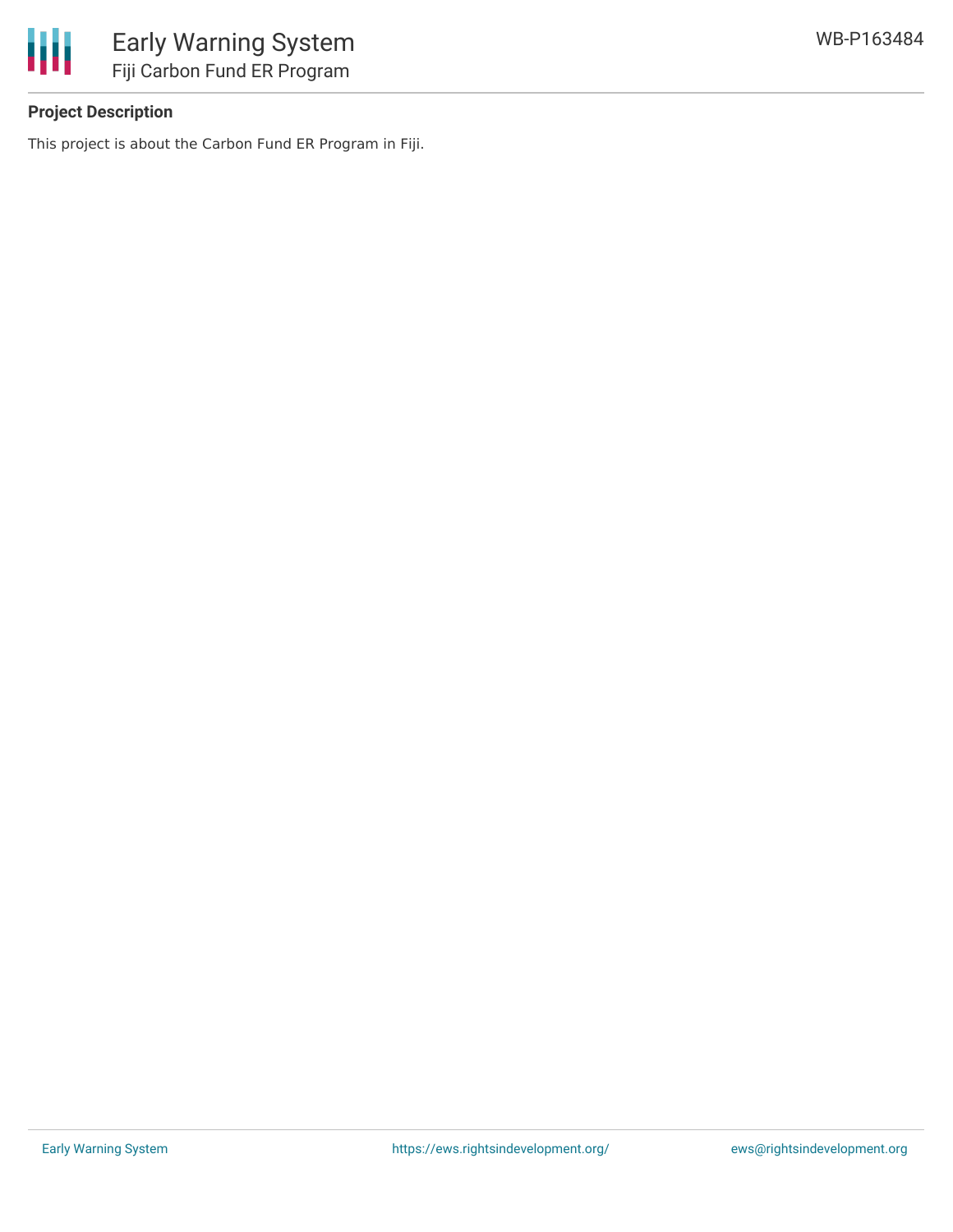**Project Description**

This project is about the Carbon Fund ER Program in Fiji.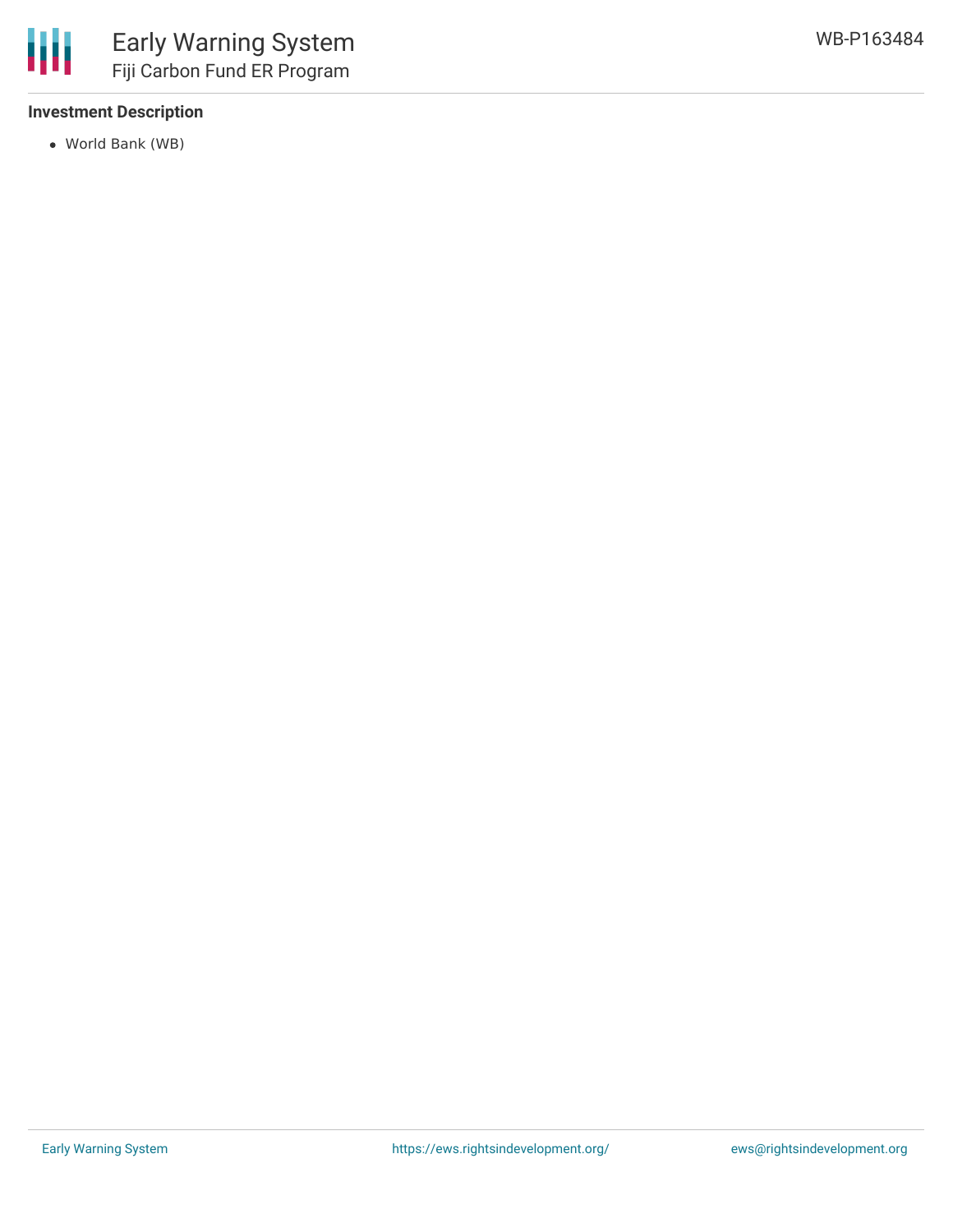### Investment Description

- World Bank (WB)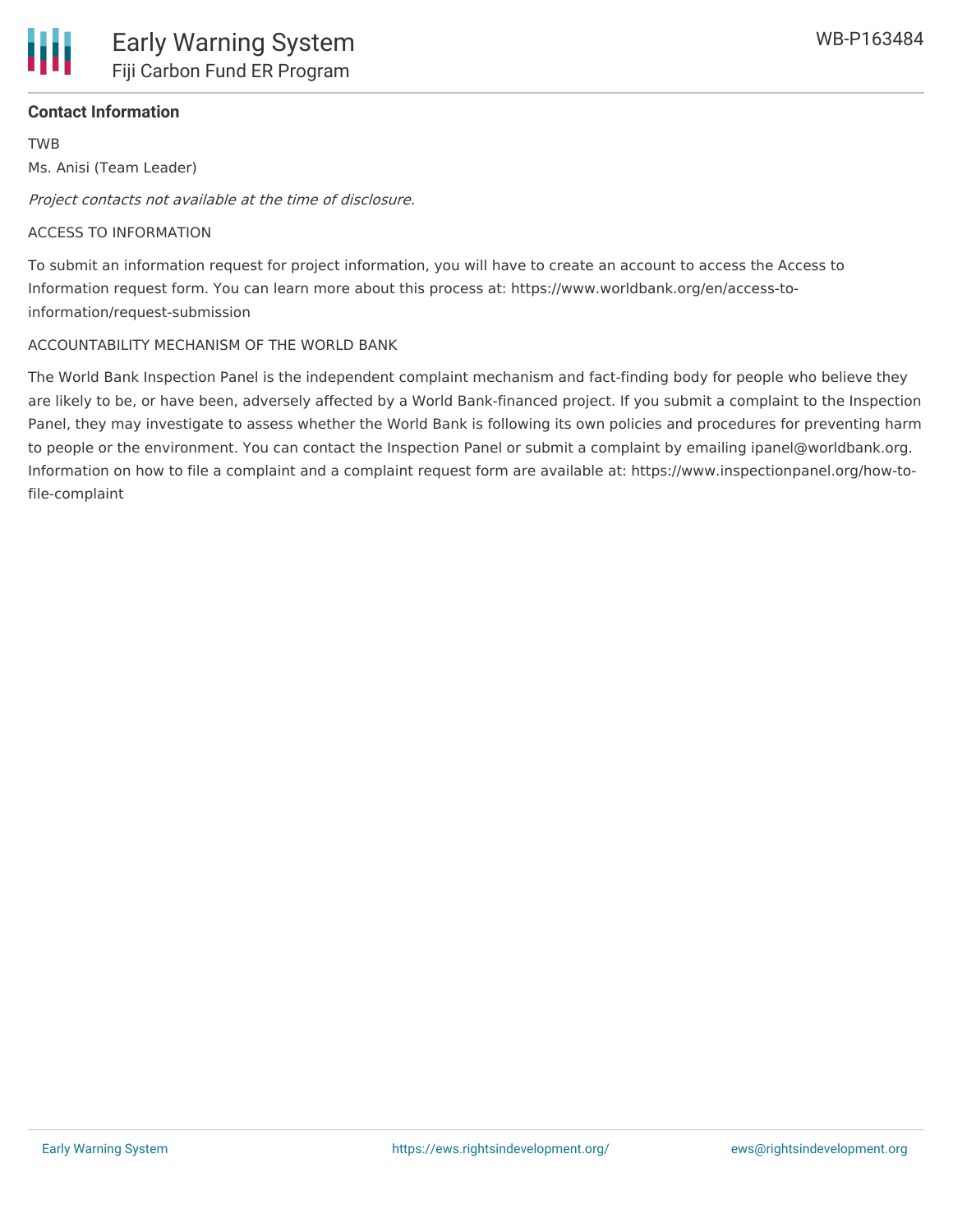**Contact Information**

TWB

Ms. Anisi (Team Leader)

*Project contacts not available at the time of disclosure.*

ACCESS TO INFORMATION

To submit an information request for project information, you will have to create an account to access the Access to Information request form. You can learn more about this process at: https://www.worldbank.org/en/access-to-information/request-submission

ACCOUNTABILITY MECHANISM OF THE WORLD BANK

The World Bank Inspection Panel is the independent complaint mechanism and fact-finding body for people who believe they are likely to be, or have been, adversely affected by a World Bank-financed project. If you submit a complaint to the Inspection Panel, they may investigate to assess whether the World Bank is following its own policies and procedures for preventing harm to people or the environment. You can contact the Inspection Panel or submit a complaint by emailing ipanel@worldbank.org. Information on how to file a complaint and a complaint request form are available at: https://www.inspectionpanel.org/how-to-file-complaint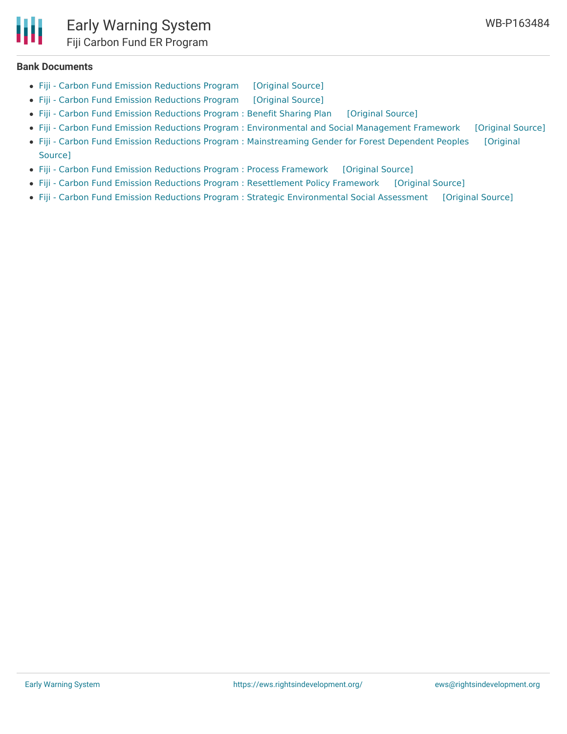### Bank Documents

- Fiji - Carbon Fund Emission Reductions Program [Original Source]
- Fiji - Carbon Fund Emission Reductions Program [Original Source]
- Fiji - Carbon Fund Emission Reductions Program : Benefit Sharing Plan [Original Source]
- Fiji - Carbon Fund Emission Reductions Program : Environmental and Social Management Framework [Original Source]
- Fiji - Carbon Fund Emission Reductions Program : Mainstreaming Gender for Forest Dependent Peoples [Original Source]
- Fiji - Carbon Fund Emission Reductions Program : Process Framework [Original Source]
- Fiji - Carbon Fund Emission Reductions Program : Resettlement Policy Framework [Original Source]
- Fiji - Carbon Fund Emission Reductions Program : Strategic Environmental Social Assessment [Original Source]